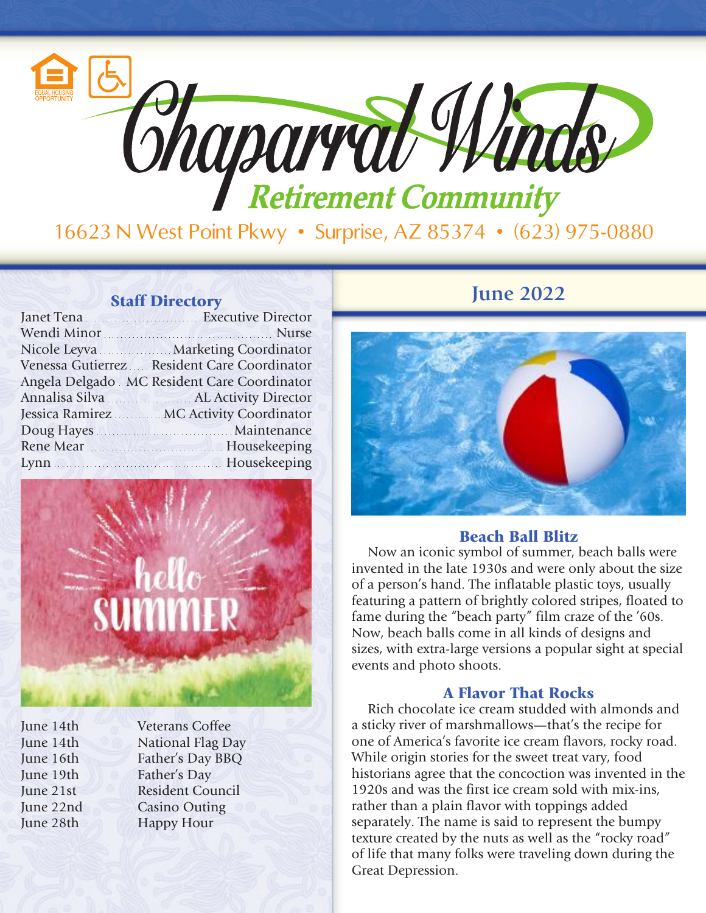# Chaparral Winds

## Retirement Community

16623 N West Point Pkwy • Surprise, AZ 85374 • (623) 975-0880

### Staff Directory

| Name | Position |
|---|---|
| Janet Tena | Executive Director |
| Wendi Minor | Nurse |
| Nicole Leyva | Marketing Coordinator |
| Venessa Gutierrez | Resident Care Coordinator |
| Angela Delgado | MC Resident Care Coordinator |
| Annalisa Silva | AL Activity Director |
| Jessica Ramirez | MC Activity Coordinator |
| Doug Hayes | Maintenance |
| Rene Mear | Housekeeping |
| Lynn | Housekeeping |

hello SUMMER

| Date | Event |
|---|---|
| June 14th | Veterans Coffee |
| June 14th | National Flag Day |
| June 16th | Father's Day BBQ |
| June 19th | Father's Day |
| June 21st | Resident Council |
| June 22nd | Casino Outing |
| June 28th | Happy Hour |

## June 2022

### Beach Ball Blitz

Now an iconic symbol of summer, beach balls were invented in the late 1930s and were only about the size of a person's hand. The inflatable plastic toys, usually featuring a pattern of brightly colored stripes, floated to fame during the "beach party" film craze of the '60s. Now, beach balls come in all kinds of designs and sizes, with extra-large versions a popular sight at special events and photo shoots.

### A Flavor That Rocks

Rich chocolate ice cream studded with almonds and a sticky river of marshmallows—that's the recipe for one of America's favorite ice cream flavors, rocky road. While origin stories for the sweet treat vary, food historians agree that the concoction was invented in the 1920s and was the first ice cream sold with mix-ins, rather than a plain flavor with toppings added separately. The name is said to represent the bumpy texture created by the nuts as well as the "rocky road" of life that many folks were traveling down during the Great Depression.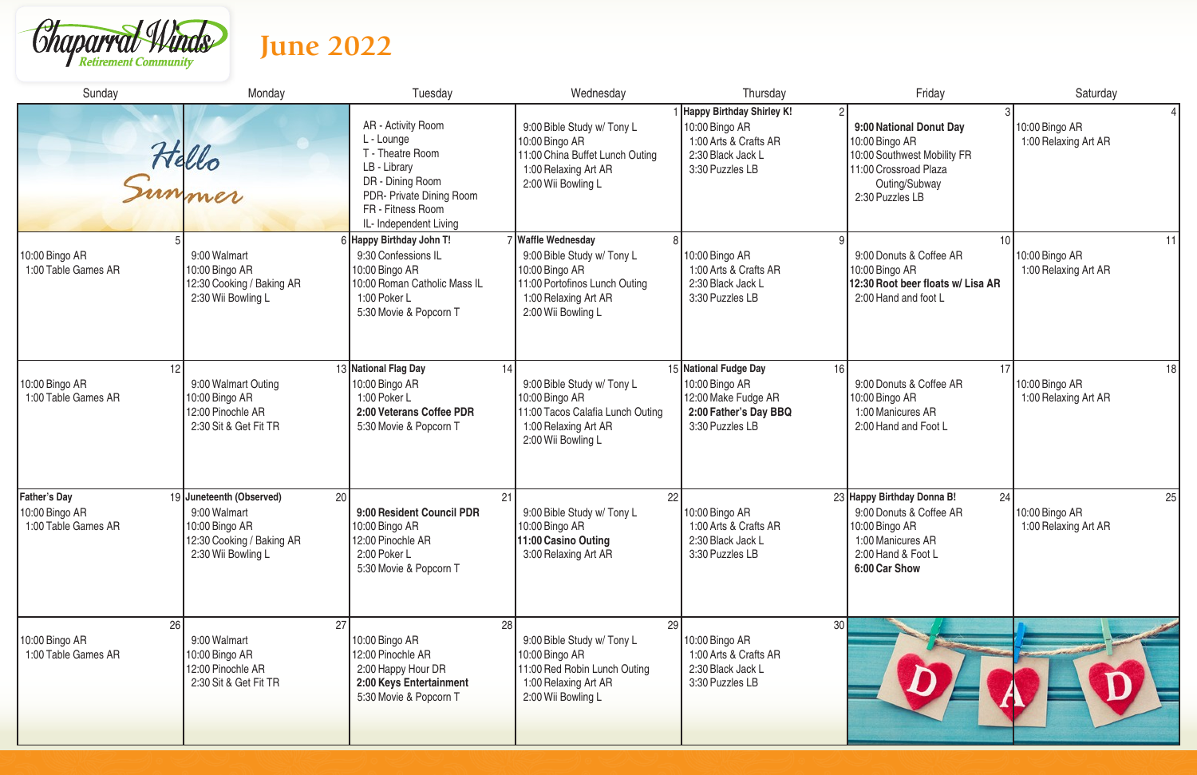# Chaparral Winds Retirement Community

## June 2022

| Sunday | Monday | Tuesday | Wednesday | Thursday | Friday | Saturday |
|---|---|---|---|---|---|---|
| Hello Summer | | AR - Activity Room<br>L - Lounge<br>T - Theatre Room<br>LB - Library<br>DR - Dining Room<br>PDR- Private Dining Room<br>FR - Fitness Room<br>IL- Independent Living | 1<br>9:00 Bible Study w/ Tony L<br>10:00 Bingo AR<br>11:00 China Buffet Lunch Outing<br>1:00 Relaxing Art AR<br>2:00 Wii Bowling L | 2<br>**Happy Birthday Shirley K!**<br>10:00 Bingo AR<br>1:00 Arts & Crafts AR<br>2:30 Black Jack L<br>3:30 Puzzles LB | 3<br>**9:00 National Donut Day**<br>10:00 Bingo AR<br>10:00 Southwest Mobility FR<br>11:00 Crossroad Plaza Outing/Subway<br>2:30 Puzzles LB | 4<br>10:00 Bingo AR<br>1:00 Relaxing Art AR |
| 5<br>10:00 Bingo AR<br>1:00 Table Games AR | 6<br>9:00 Walmart<br>10:00 Bingo AR<br>12:30 Cooking / Baking AR<br>2:30 Wii Bowling L | 7<br>**Happy Birthday John T!**<br>9:30 Confessions IL<br>10:00 Bingo AR<br>10:00 Roman Catholic Mass IL<br>1:00 Poker L<br>5:30 Movie & Popcorn T | 8<br>**Waffle Wednesday**<br>9:00 Bible Study w/ Tony L<br>10:00 Bingo AR<br>11:00 Portofinos Lunch Outing<br>1:00 Relaxing Art AR<br>2:00 Wii Bowling L | 9<br>10:00 Bingo AR<br>1:00 Arts & Crafts AR<br>2:30 Black Jack L<br>3:30 Puzzles LB | 10<br>9:00 Donuts & Coffee AR<br>10:00 Bingo AR<br>**12:30 Root beer floats w/ Lisa AR**<br>2:00 Hand and foot L | 11<br>10:00 Bingo AR<br>1:00 Relaxing Art AR |
| 12<br>10:00 Bingo AR<br>1:00 Table Games AR | 13<br>9:00 Walmart Outing<br>10:00 Bingo AR<br>12:00 Pinochle AR<br>2:30 Sit & Get Fit TR | 14<br>**National Flag Day**<br>10:00 Bingo AR<br>1:00 Poker L<br>**2:00 Veterans Coffee PDR**<br>5:30 Movie & Popcorn T | 15<br>9:00 Bible Study w/ Tony L<br>10:00 Bingo AR<br>11:00 Tacos Calafia Lunch Outing<br>1:00 Relaxing Art AR<br>2:00 Wii Bowling L | 16<br>**National Fudge Day**<br>10:00 Bingo AR<br>12:00 Make Fudge AR<br>**2:00 Father's Day BBQ**<br>3:30 Puzzles LB | 17<br>9:00 Donuts & Coffee AR<br>10:00 Bingo AR<br>1:00 Manicures AR<br>2:00 Hand and Foot L | 18<br>10:00 Bingo AR<br>1:00 Relaxing Art AR |
| 19<br>**Father's Day**<br>10:00 Bingo AR<br>1:00 Table Games AR | 20<br>**Juneteenth (Observed)**<br>9:00 Walmart<br>10:00 Bingo AR<br>12:30 Cooking / Baking AR<br>2:30 Wii Bowling L | 21<br>**9:00 Resident Council PDR**<br>10:00 Bingo AR<br>12:00 Pinochle AR<br>2:00 Poker L<br>5:30 Movie & Popcorn T | 22<br>9:00 Bible Study w/ Tony L<br>10:00 Bingo AR<br>**11:00 Casino Outing**<br>3:00 Relaxing Art AR | 23<br>10:00 Bingo AR<br>1:00 Arts & Crafts AR<br>2:30 Black Jack L<br>3:30 Puzzles LB | 24<br>**Happy Birthday Donna B!**<br>9:00 Donuts & Coffee AR<br>10:00 Bingo AR<br>1:00 Manicures AR<br>2:00 Hand & Foot L<br>**6:00 Car Show** | 25<br>10:00 Bingo AR<br>1:00 Relaxing Art AR |
| 26<br>10:00 Bingo AR<br>1:00 Table Games AR | 27<br>9:00 Walmart<br>10:00 Bingo AR<br>12:00 Pinochle AR<br>2:30 Sit & Get Fit TR | 28<br>10:00 Bingo AR<br>12:00 Pinochle AR<br>2:00 Happy Hour DR<br>**2:00 Keys Entertainment**<br>5:30 Movie & Popcorn T | 29<br>9:00 Bible Study w/ Tony L<br>10:00 Bingo AR<br>11:00 Red Robin Lunch Outing<br>1:00 Relaxing Art AR<br>2:00 Wii Bowling L | 30<br>10:00 Bingo AR<br>1:00 Arts & Crafts AR<br>2:30 Black Jack L<br>3:30 Puzzles LB | | |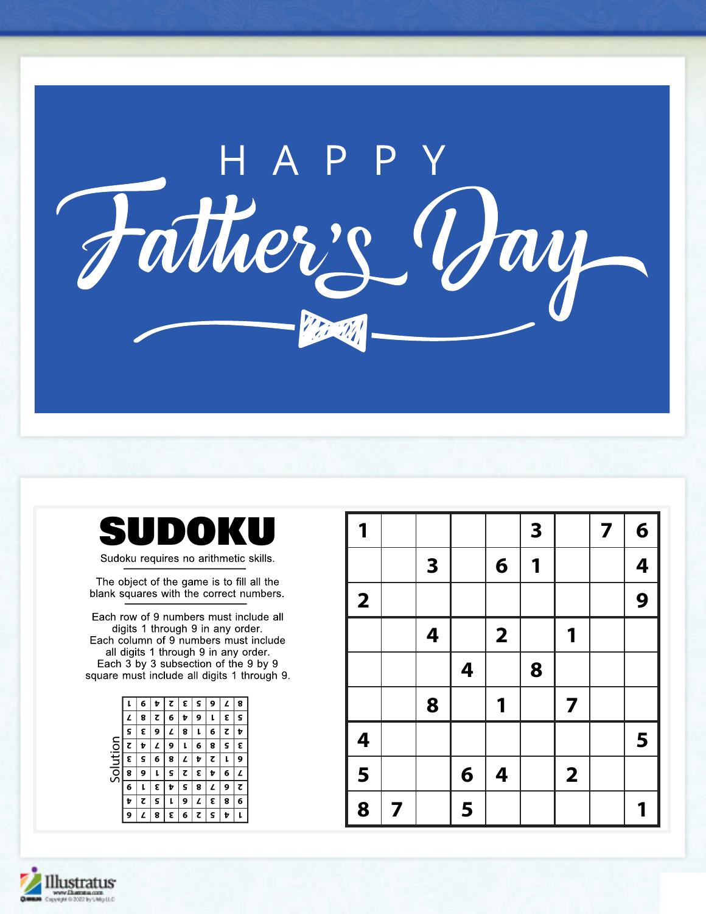HAPPY

# Father's Day

# SUDOKU

Sudoku requires no arithmetic skills.

The object of the game is to fill all the blank squares with the correct numbers.

Each row of 9 numbers must include all digits 1 through 9 in any order.
Each column of 9 numbers must include all digits 1 through 9 in any order.
Each 3 by 3 subsection of the 9 by 9 square must include all digits 1 through 9.

| | | | | | | | | |
|---|---|---|---|---|---|---|---|---|
| 1 | | | | | 3 | | 7 | 6 |
| | | 3 | | 6 | 1 | | | 4 |
| 2 | | | | | | | | 9 |
| | | 4 | | 2 | | 1 | | |
| | | | 4 | | 8 | | | |
| | | 8 | | 1 | | 7 | | |
| 4 | | | | | | | | 5 |
| 5 | | | 6 | 4 | | 2 | | |
| 8 | 7 | | 5 | | | | | 1 |

Solution

| | | | | | | | | |
|---|---|---|---|---|---|---|---|---|
| 1 | 4 | 5 | 2 | 9 | 3 | 8 | 7 | 6 |
| 9 | 8 | 3 | 7 | 6 | 1 | 5 | 2 | 4 |
| 2 | 6 | 7 | 8 | 5 | 4 | 3 | 1 | 9 |
| 7 | 9 | 4 | 3 | 2 | 5 | 1 | 6 | 8 |
| 6 | 1 | 2 | 4 | 7 | 8 | 9 | 5 | 3 |
| 3 | 5 | 8 | 9 | 1 | 6 | 7 | 4 | 2 |
| 4 | 2 | 9 | 1 | 8 | 7 | 6 | 3 | 5 |
| 5 | 3 | 1 | 6 | 4 | 9 | 2 | 8 | 7 |
| 8 | 7 | 6 | 5 | 3 | 2 | 4 | 9 | 1 |

Illustratus
www.illustratus.com
Copyright © 2022 by Ukig LLC